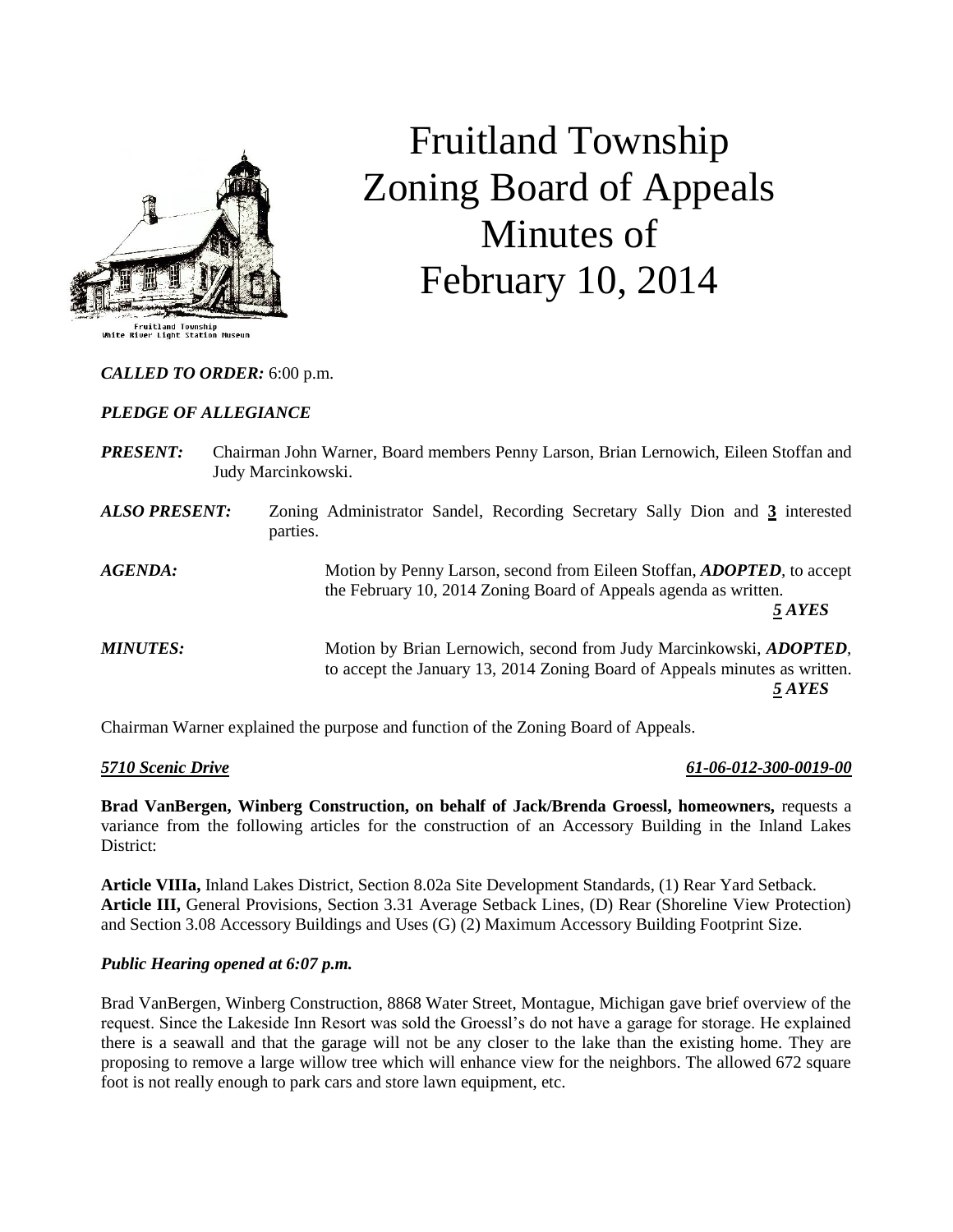Fruitland Township
White River Light Station Museum

# Fruitland Township Zoning Board of Appeals Minutes of February 10, 2014

***CALLED TO ORDER:*** 6:00 p.m.

***PLEDGE OF ALLEGIANCE***

***PRESENT:*** Chairman John Warner, Board members Penny Larson, Brian Lernowich, Eileen Stoffan and Judy Marcinkowski.

***ALSO PRESENT:*** Zoning Administrator Sandel, Recording Secretary Sally Dion and **3** interested parties.

***AGENDA:*** Motion by Penny Larson, second from Eileen Stoffan, ***ADOPTED***, to accept the February 10, 2014 Zoning Board of Appeals agenda as written.

***5 AYES***

***MINUTES:*** Motion by Brian Lernowich, second from Judy Marcinkowski, ***ADOPTED***, to accept the January 13, 2014 Zoning Board of Appeals minutes as written.

***5 AYES***

Chairman Warner explained the purpose and function of the Zoning Board of Appeals.

***5710 Scenic Drive*** ***61-06-012-300-0019-00***

**Brad VanBergen, Winberg Construction, on behalf of Jack/Brenda Groessl, homeowners,** requests a variance from the following articles for the construction of an Accessory Building in the Inland Lakes District:

**Article VIIIa,** Inland Lakes District, Section 8.02a Site Development Standards, (1) Rear Yard Setback.
**Article III,** General Provisions, Section 3.31 Average Setback Lines, (D) Rear (Shoreline View Protection) and Section 3.08 Accessory Buildings and Uses (G) (2) Maximum Accessory Building Footprint Size.

***Public Hearing opened at 6:07 p.m.***

Brad VanBergen, Winberg Construction, 8868 Water Street, Montague, Michigan gave brief overview of the request. Since the Lakeside Inn Resort was sold the Groessl's do not have a garage for storage. He explained there is a seawall and that the garage will not be any closer to the lake than the existing home. They are proposing to remove a large willow tree which will enhance view for the neighbors. The allowed 672 square foot is not really enough to park cars and store lawn equipment, etc.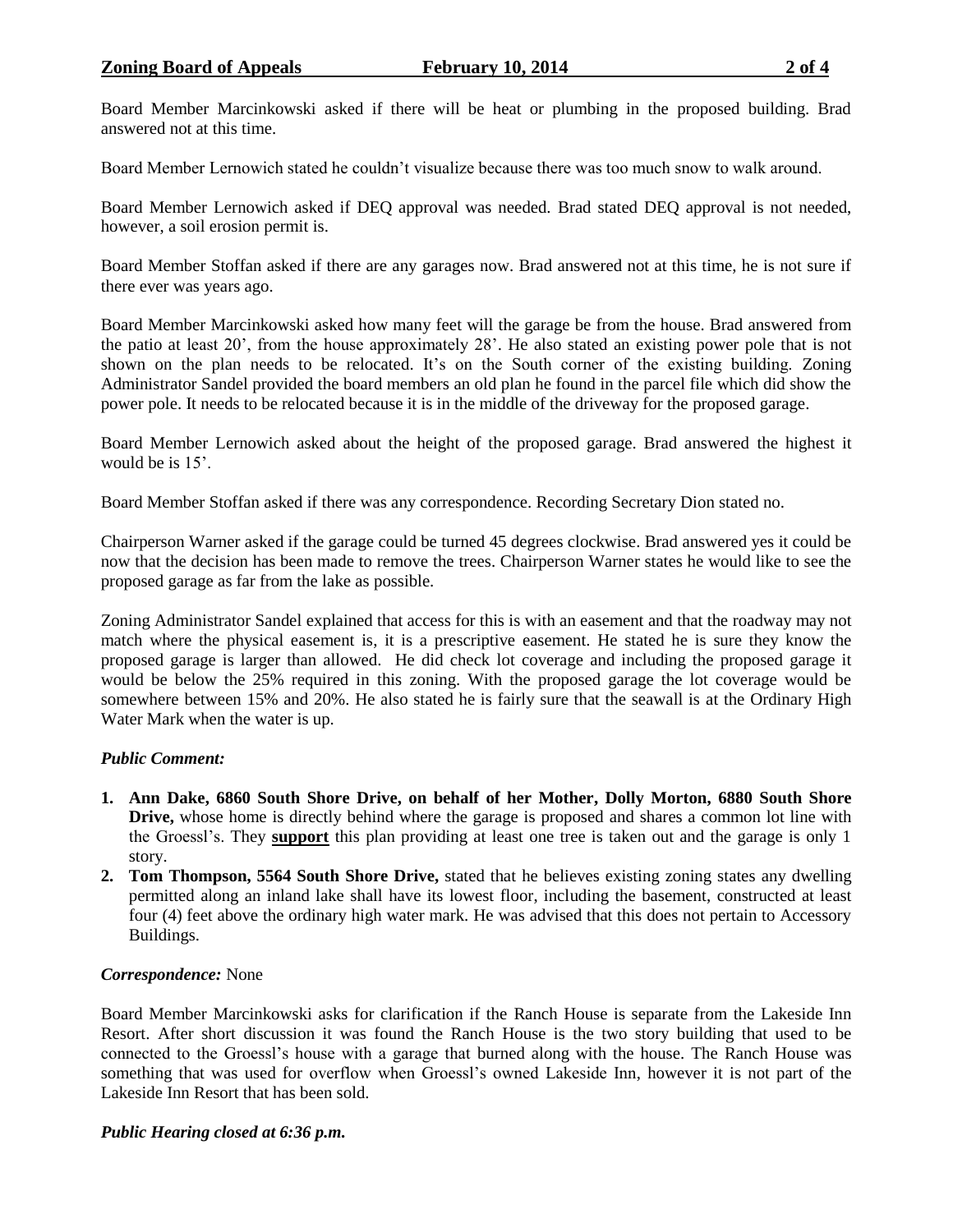Board Member Marcinkowski asked if there will be heat or plumbing in the proposed building. Brad answered not at this time.

Board Member Lernowich stated he couldn't visualize because there was too much snow to walk around.

Board Member Lernowich asked if DEQ approval was needed. Brad stated DEQ approval is not needed, however, a soil erosion permit is.

Board Member Stoffan asked if there are any garages now. Brad answered not at this time, he is not sure if there ever was years ago.

Board Member Marcinkowski asked how many feet will the garage be from the house. Brad answered from the patio at least 20', from the house approximately 28'. He also stated an existing power pole that is not shown on the plan needs to be relocated. It's on the South corner of the existing building. Zoning Administrator Sandel provided the board members an old plan he found in the parcel file which did show the power pole. It needs to be relocated because it is in the middle of the driveway for the proposed garage.

Board Member Lernowich asked about the height of the proposed garage. Brad answered the highest it would be is 15'.

Board Member Stoffan asked if there was any correspondence. Recording Secretary Dion stated no.

Chairperson Warner asked if the garage could be turned 45 degrees clockwise. Brad answered yes it could be now that the decision has been made to remove the trees. Chairperson Warner states he would like to see the proposed garage as far from the lake as possible.

Zoning Administrator Sandel explained that access for this is with an easement and that the roadway may not match where the physical easement is, it is a prescriptive easement. He stated he is sure they know the proposed garage is larger than allowed. He did check lot coverage and including the proposed garage it would be below the 25% required in this zoning. With the proposed garage the lot coverage would be somewhere between 15% and 20%. He also stated he is fairly sure that the seawall is at the Ordinary High Water Mark when the water is up.

***Public Comment:***

1. **Ann Dake, 6860 South Shore Drive, on behalf of her Mother, Dolly Morton, 6880 South Shore Drive,** whose home is directly behind where the garage is proposed and shares a common lot line with the Groessl's. They **support** this plan providing at least one tree is taken out and the garage is only 1 story.
2. **Tom Thompson, 5564 South Shore Drive,** stated that he believes existing zoning states any dwelling permitted along an inland lake shall have its lowest floor, including the basement, constructed at least four (4) feet above the ordinary high water mark. He was advised that this does not pertain to Accessory Buildings.

***Correspondence:*** None

Board Member Marcinkowski asks for clarification if the Ranch House is separate from the Lakeside Inn Resort. After short discussion it was found the Ranch House is the two story building that used to be connected to the Groessl's house with a garage that burned along with the house. The Ranch House was something that was used for overflow when Groessl's owned Lakeside Inn, however it is not part of the Lakeside Inn Resort that has been sold.

***Public Hearing closed at 6:36 p.m.***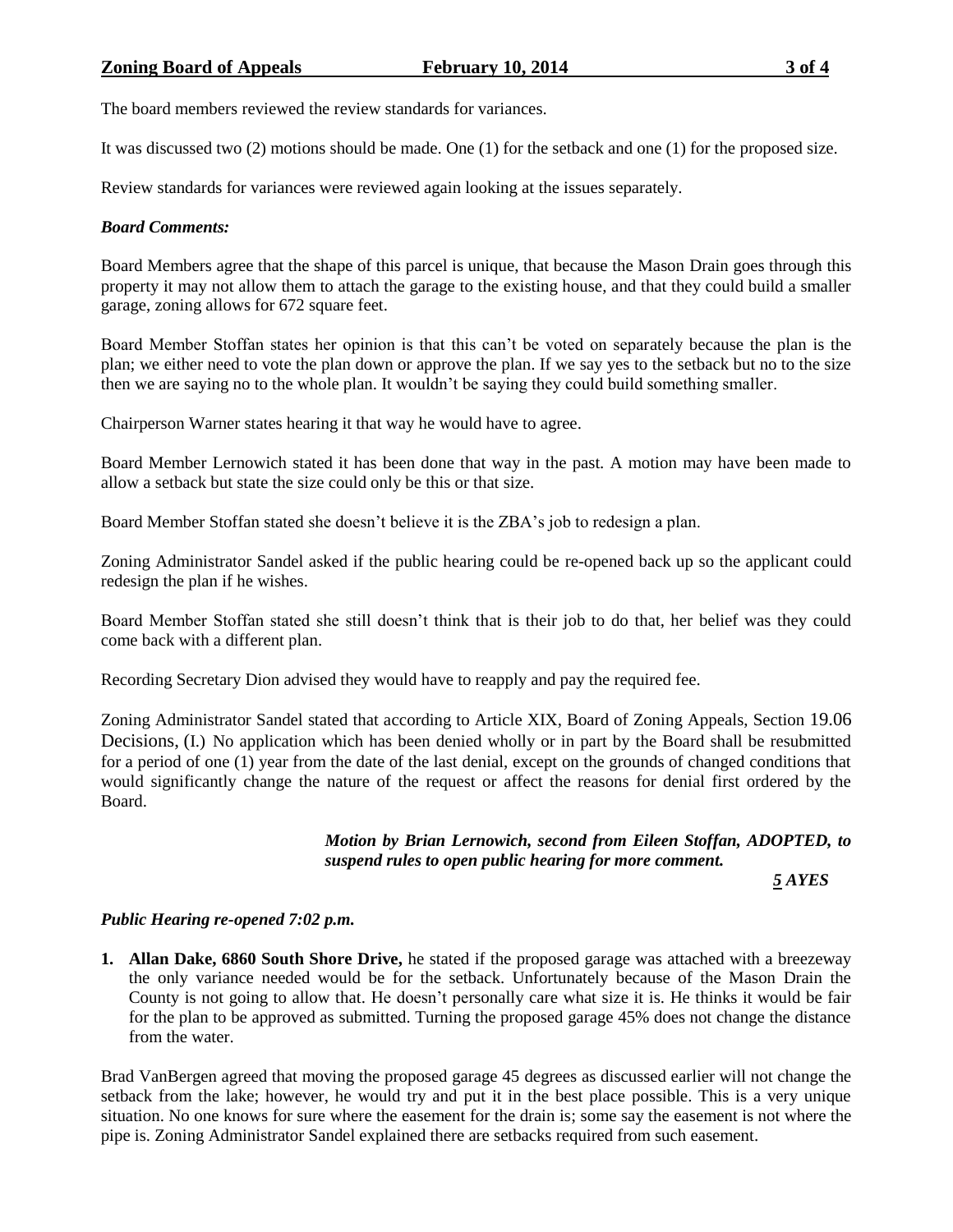The board members reviewed the review standards for variances.

It was discussed two (2) motions should be made. One (1) for the setback and one (1) for the proposed size.

Review standards for variances were reviewed again looking at the issues separately.

***Board Comments:***

Board Members agree that the shape of this parcel is unique, that because the Mason Drain goes through this property it may not allow them to attach the garage to the existing house, and that they could build a smaller garage, zoning allows for 672 square feet.

Board Member Stoffan states her opinion is that this can't be voted on separately because the plan is the plan; we either need to vote the plan down or approve the plan. If we say yes to the setback but no to the size then we are saying no to the whole plan. It wouldn't be saying they could build something smaller.

Chairperson Warner states hearing it that way he would have to agree.

Board Member Lernowich stated it has been done that way in the past. A motion may have been made to allow a setback but state the size could only be this or that size.

Board Member Stoffan stated she doesn't believe it is the ZBA's job to redesign a plan.

Zoning Administrator Sandel asked if the public hearing could be re-opened back up so the applicant could redesign the plan if he wishes.

Board Member Stoffan stated she still doesn't think that is their job to do that, her belief was they could come back with a different plan.

Recording Secretary Dion advised they would have to reapply and pay the required fee.

Zoning Administrator Sandel stated that according to Article XIX, Board of Zoning Appeals, Section 19.06 Decisions, (I.) No application which has been denied wholly or in part by the Board shall be resubmitted for a period of one (1) year from the date of the last denial, except on the grounds of changed conditions that would significantly change the nature of the request or affect the reasons for denial first ordered by the Board.

***Motion by Brian Lernowich, second from Eileen Stoffan, ADOPTED, to suspend rules to open public hearing for more comment.***

***5 AYES***

***Public Hearing re-opened 7:02 p.m.***

1. **Allan Dake, 6860 South Shore Drive,** he stated if the proposed garage was attached with a breezeway the only variance needed would be for the setback. Unfortunately because of the Mason Drain the County is not going to allow that. He doesn't personally care what size it is. He thinks it would be fair for the plan to be approved as submitted. Turning the proposed garage 45% does not change the distance from the water.

Brad VanBergen agreed that moving the proposed garage 45 degrees as discussed earlier will not change the setback from the lake; however, he would try and put it in the best place possible. This is a very unique situation. No one knows for sure where the easement for the drain is; some say the easement is not where the pipe is. Zoning Administrator Sandel explained there are setbacks required from such easement.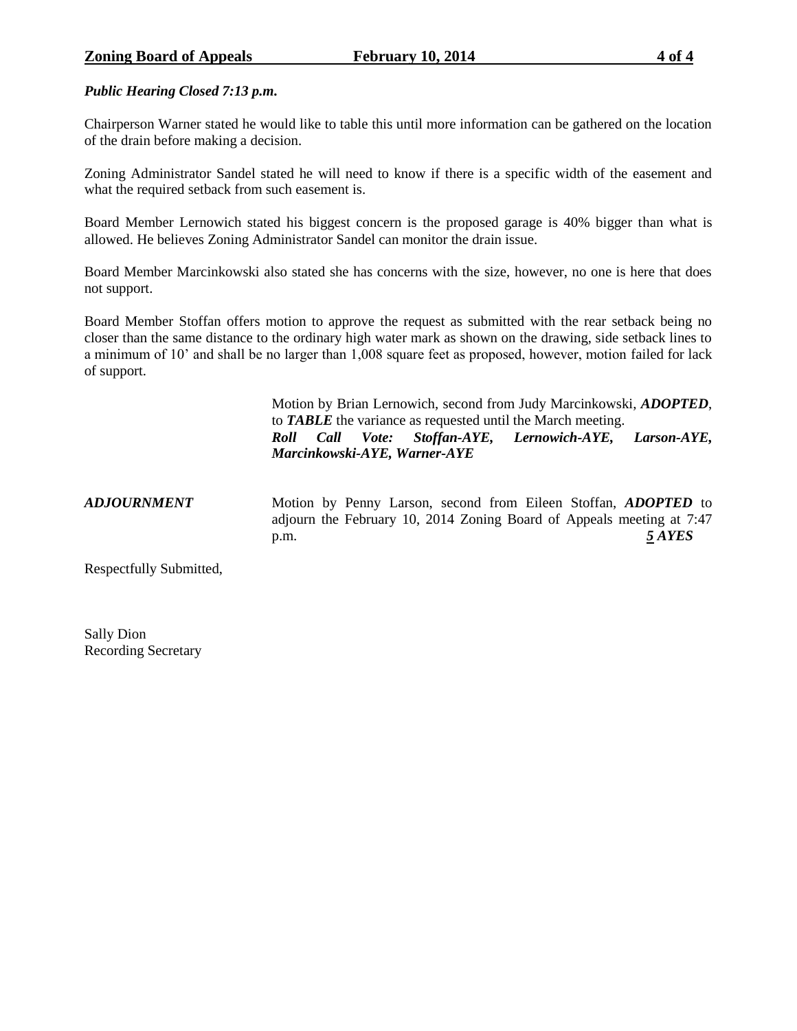***Public Hearing Closed 7:13 p.m.***

Chairperson Warner stated he would like to table this until more information can be gathered on the location of the drain before making a decision.

Zoning Administrator Sandel stated he will need to know if there is a specific width of the easement and what the required setback from such easement is.

Board Member Lernowich stated his biggest concern is the proposed garage is 40% bigger than what is allowed. He believes Zoning Administrator Sandel can monitor the drain issue.

Board Member Marcinkowski also stated she has concerns with the size, however, no one is here that does not support.

Board Member Stoffan offers motion to approve the request as submitted with the rear setback being no closer than the same distance to the ordinary high water mark as shown on the drawing, side setback lines to a minimum of 10' and shall be no larger than 1,008 square feet as proposed, however, motion failed for lack of support.

Motion by Brian Lernowich, second from Judy Marcinkowski, ***ADOPTED***, to ***TABLE*** the variance as requested until the March meeting.
***Roll Call Vote: Stoffan-AYE, Lernowich-AYE, Larson-AYE, Marcinkowski-AYE, Warner-AYE***

***ADJOURNMENT*** Motion by Penny Larson, second from Eileen Stoffan, ***ADOPTED*** to adjourn the February 10, 2014 Zoning Board of Appeals meeting at 7:47 p.m. ***5 AYES***

Respectfully Submitted,

Sally Dion
Recording Secretary